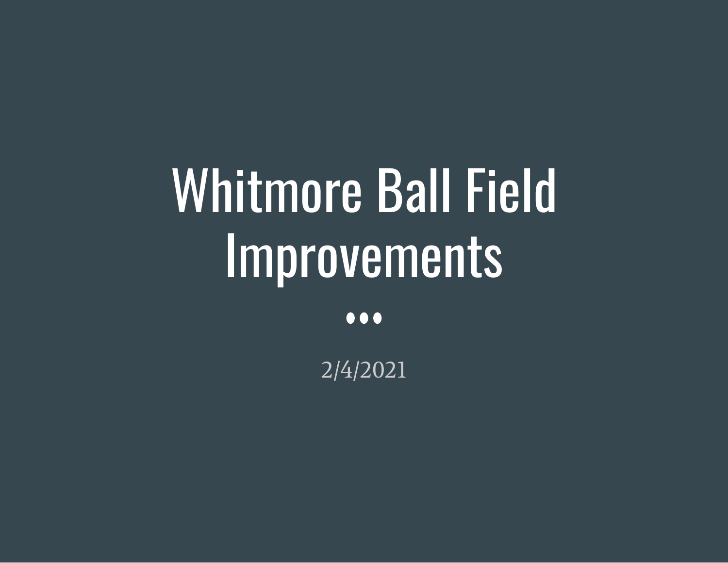# Whitmore Ball Field Improvements

2/4/2021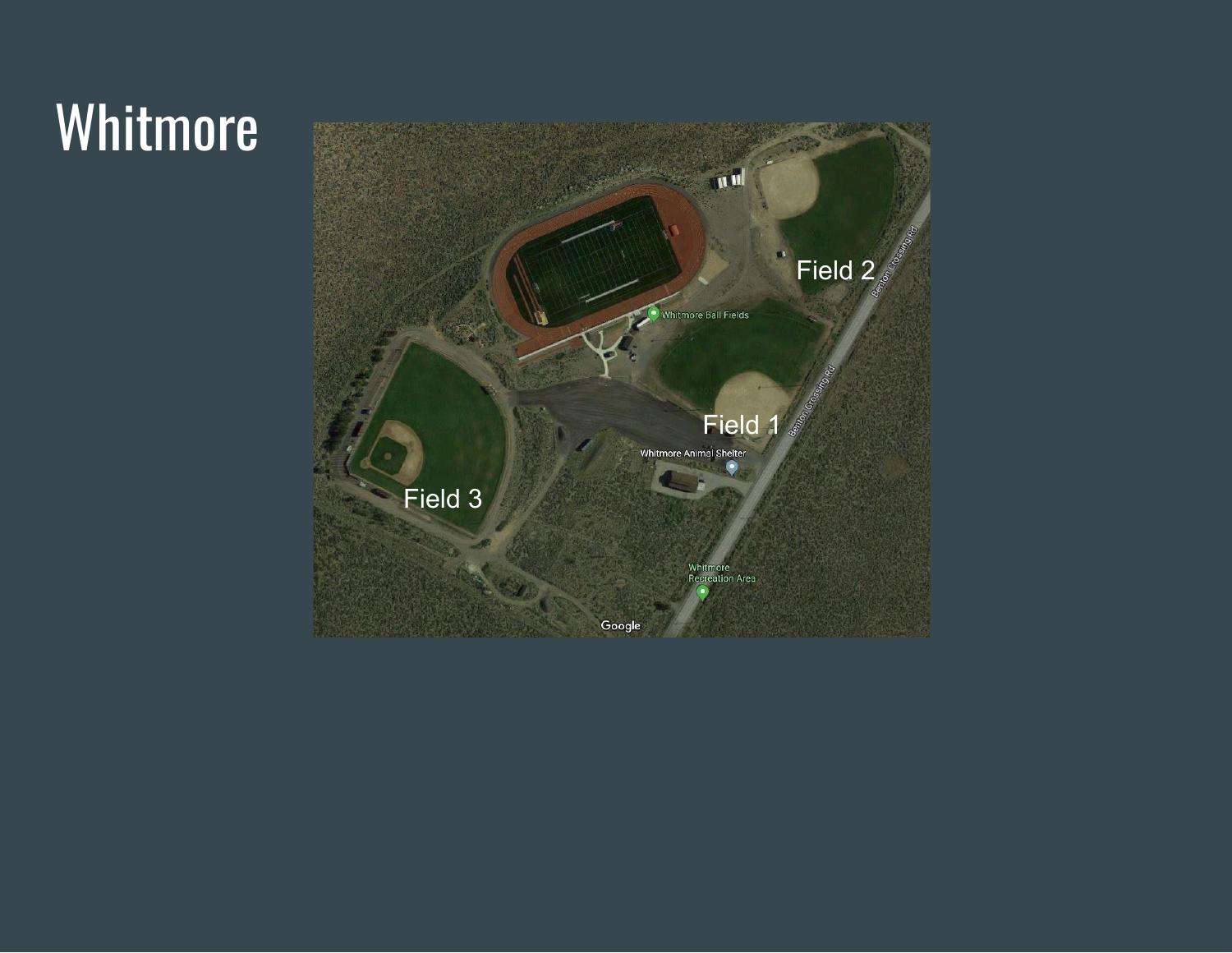# Whitmore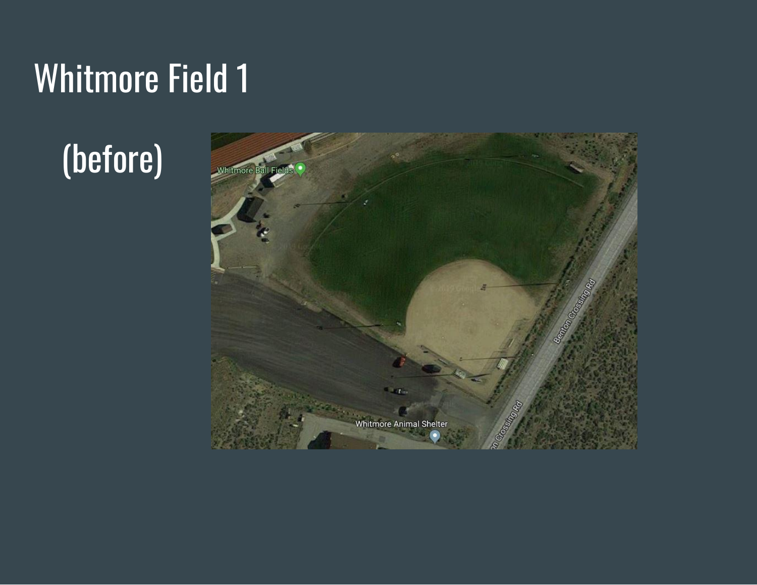# Whitmore Field 1

(before)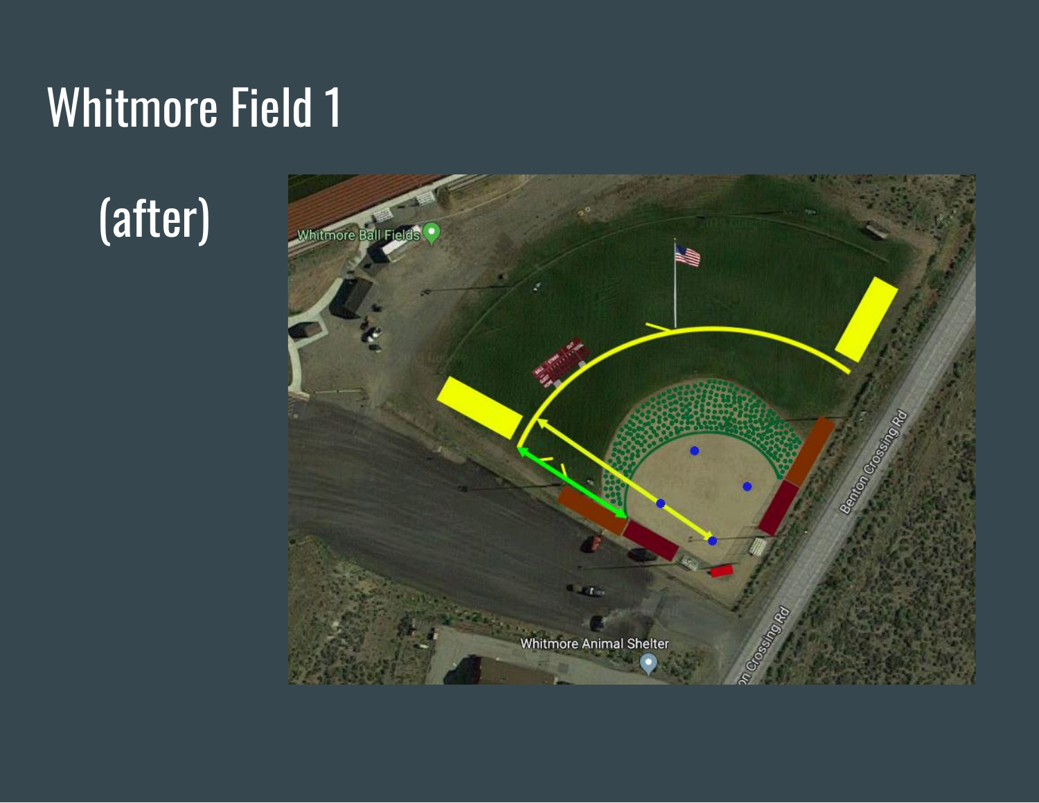# Whitmore Field 1

(after)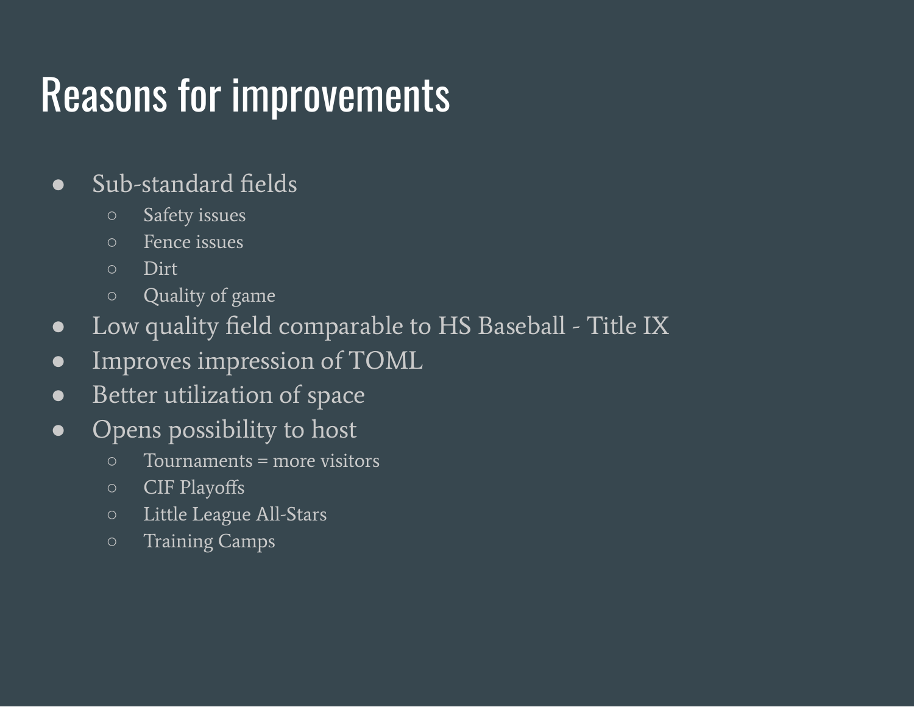# Reasons for improvements

- Sub-standard fields
  - Safety issues
  - Fence issues
  - Dirt
  - Quality of game
- Low quality field comparable to HS Baseball - Title IX
- Improves impression of TOML
- Better utilization of space
- Opens possibility to host
  - Tournaments = more visitors
  - CIF Playoffs
  - Little League All-Stars
  - Training Camps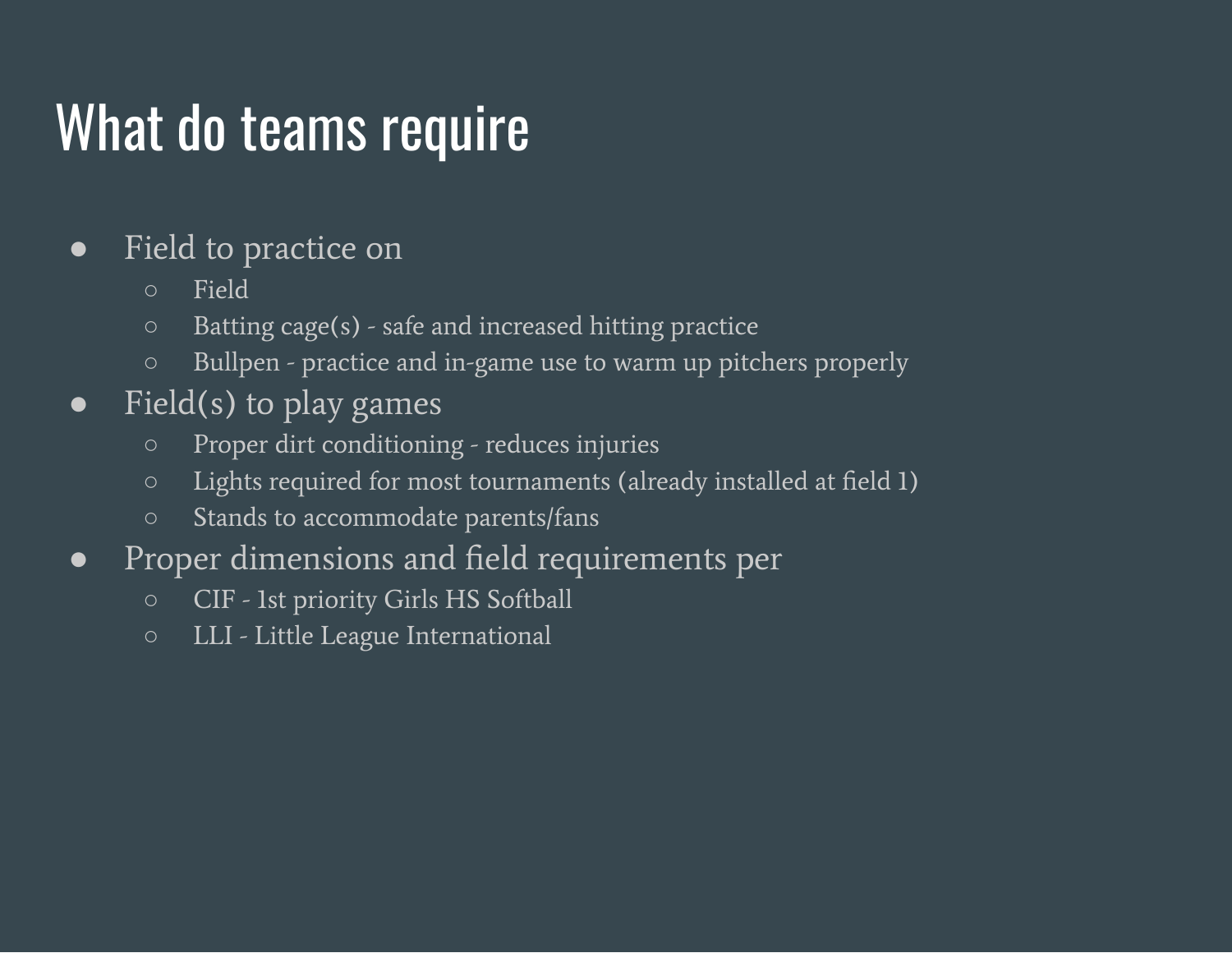# What do teams require

- Field to practice on
  - Field
  - Batting cage(s) - safe and increased hitting practice
  - Bullpen - practice and in-game use to warm up pitchers properly
- Field(s) to play games
  - Proper dirt conditioning - reduces injuries
  - Lights required for most tournaments (already installed at field 1)
  - Stands to accommodate parents/fans
- Proper dimensions and field requirements per
  - CIF - 1st priority Girls HS Softball
  - LLI - Little League International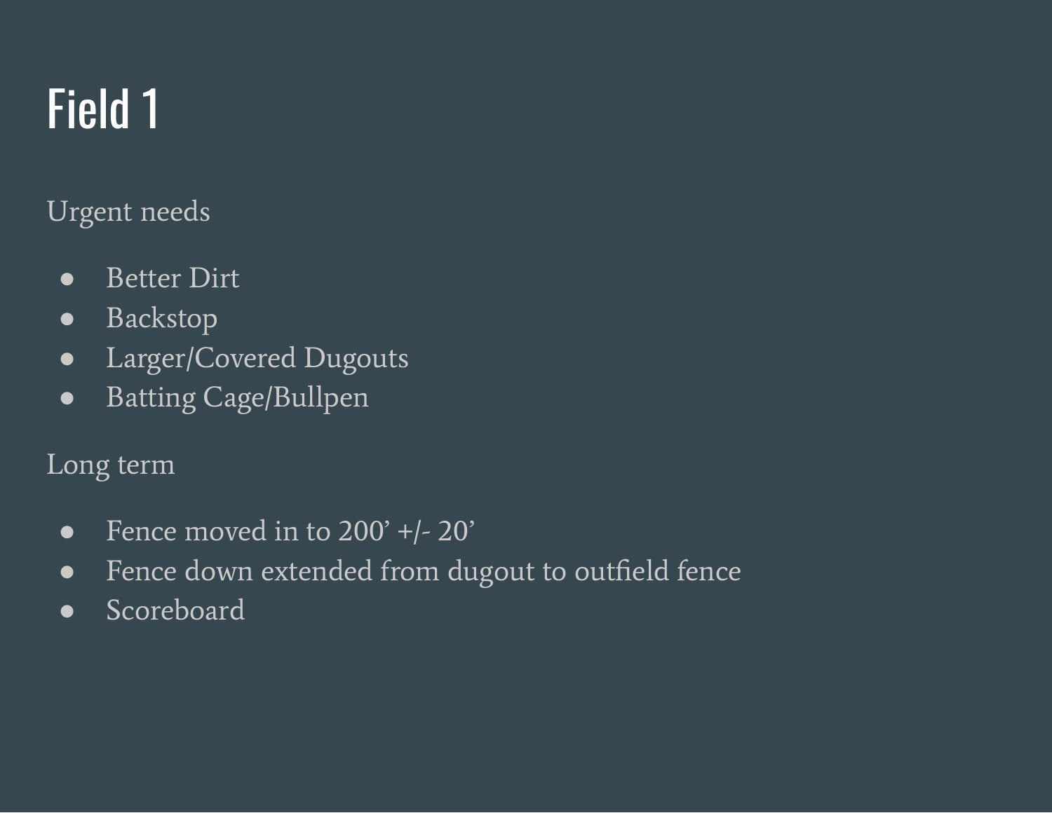# Field 1

Urgent needs

- Better Dirt
- Backstop
- Larger/Covered Dugouts
- Batting Cage/Bullpen

Long term

- Fence moved in to 200’ +/- 20’
- Fence down extended from dugout to outfield fence
- Scoreboard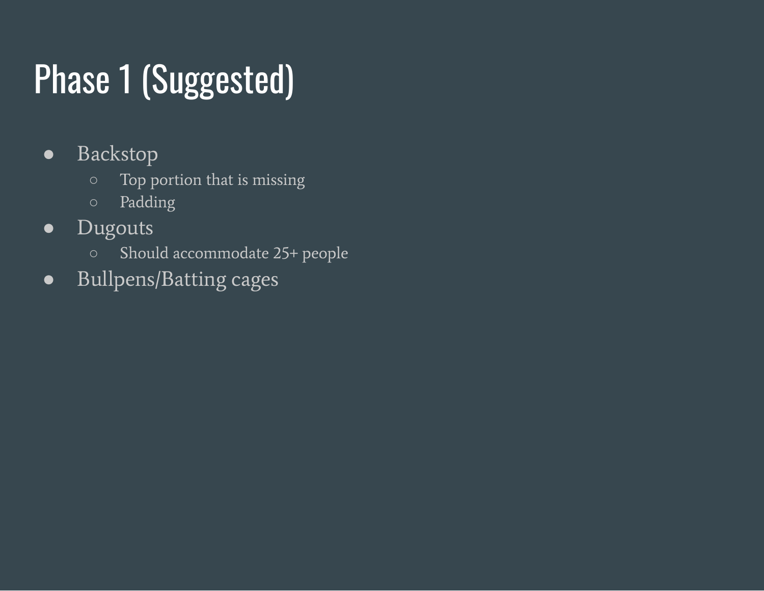# Phase 1 (Suggested)

- Backstop
  - Top portion that is missing
  - Padding
- Dugouts
  - Should accommodate 25+ people
- Bullpens/Batting cages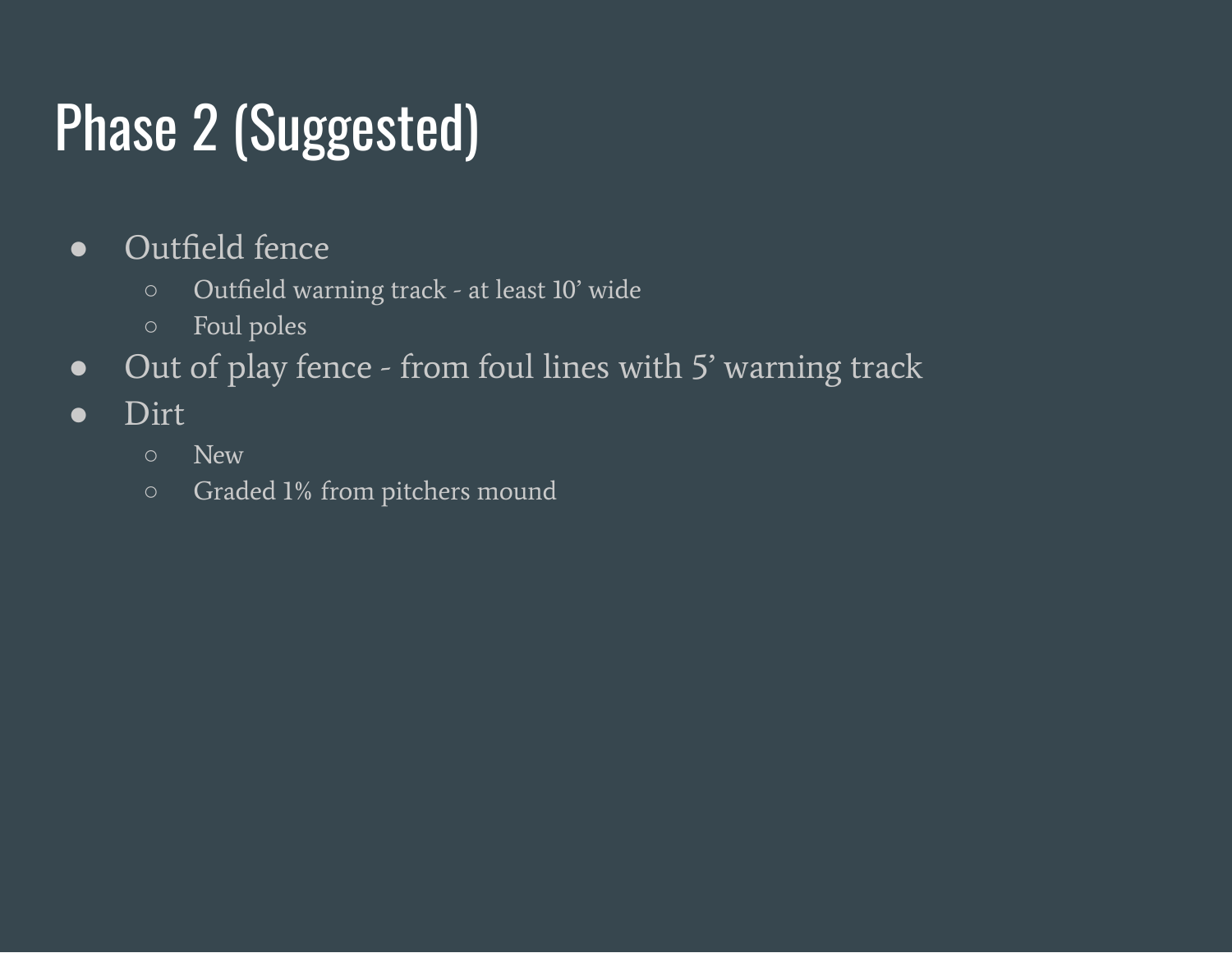# Phase 2 (Suggested)

- Outfield fence
  - Outfield warning track - at least 10’ wide
  - Foul poles
- Out of play fence - from foul lines with 5’ warning track
- Dirt
  - New
  - Graded 1% from pitchers mound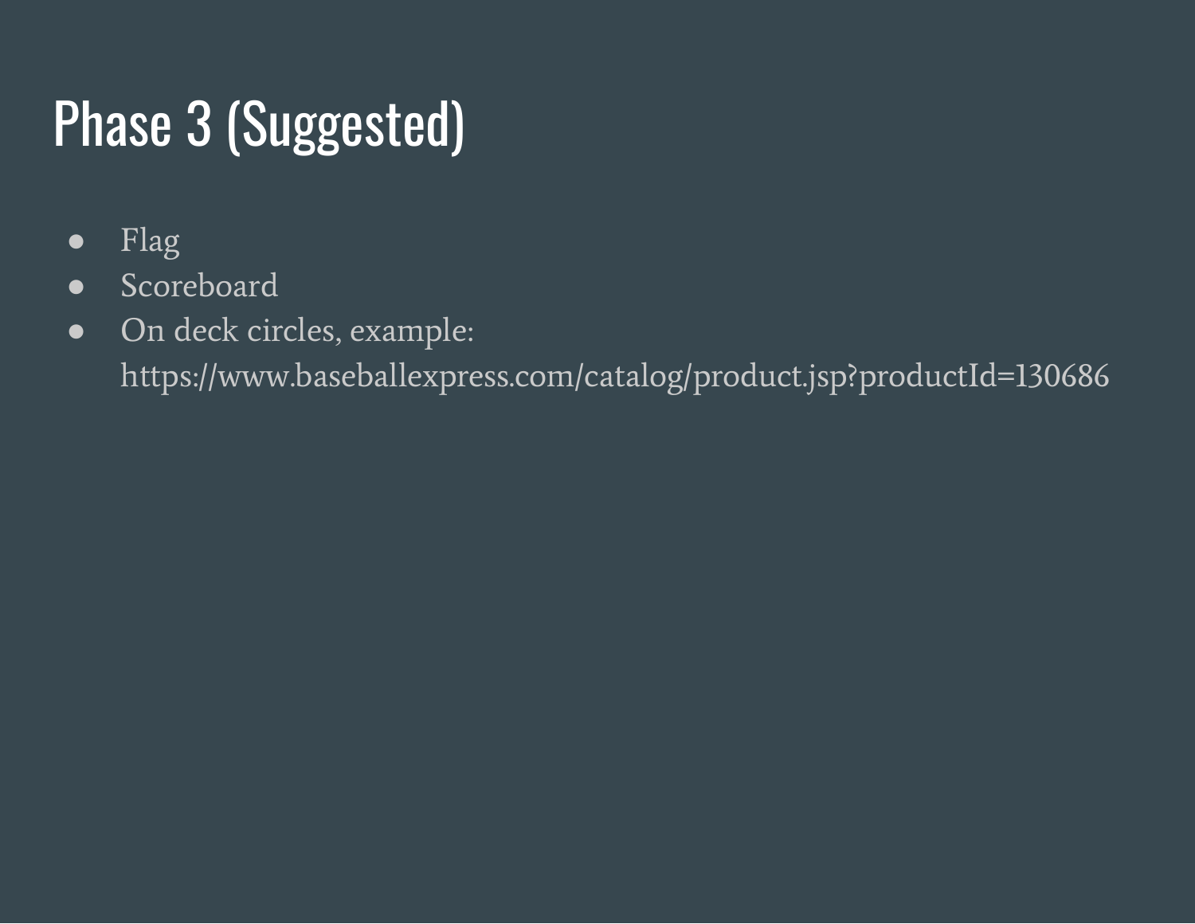# Phase 3 (Suggested)

- Flag
- Scoreboard
- On deck circles, example: https://www.baseballexpress.com/catalog/product.jsp?productId=130686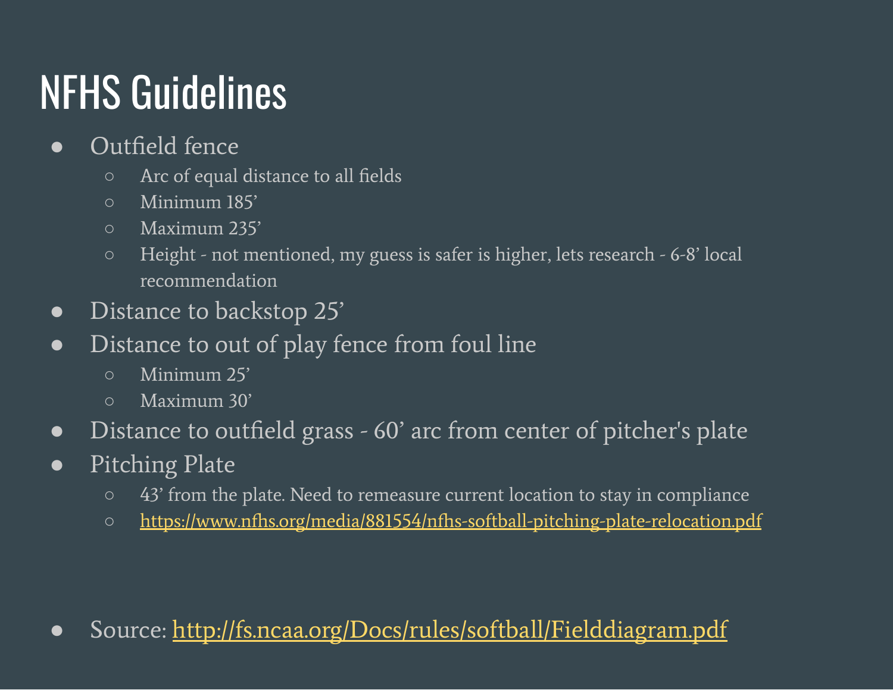# NFHS Guidelines

- Outfield fence
  - Arc of equal distance to all fields
  - Minimum 185’
  - Maximum 235’
  - Height - not mentioned, my guess is safer is higher, lets research - 6-8’ local recommendation
- Distance to backstop 25’
- Distance to out of play fence from foul line
  - Minimum 25’
  - Maximum 30’
- Distance to outfield grass - 60’ arc from center of pitcher's plate
- Pitching Plate
  - 43’ from the plate. Need to remeasure current location to stay in compliance
  - https://www.nfhs.org/media/881554/nfhs-softball-pitching-plate-relocation.pdf

- Source: http://fs.ncaa.org/Docs/rules/softball/Fielddiagram.pdf